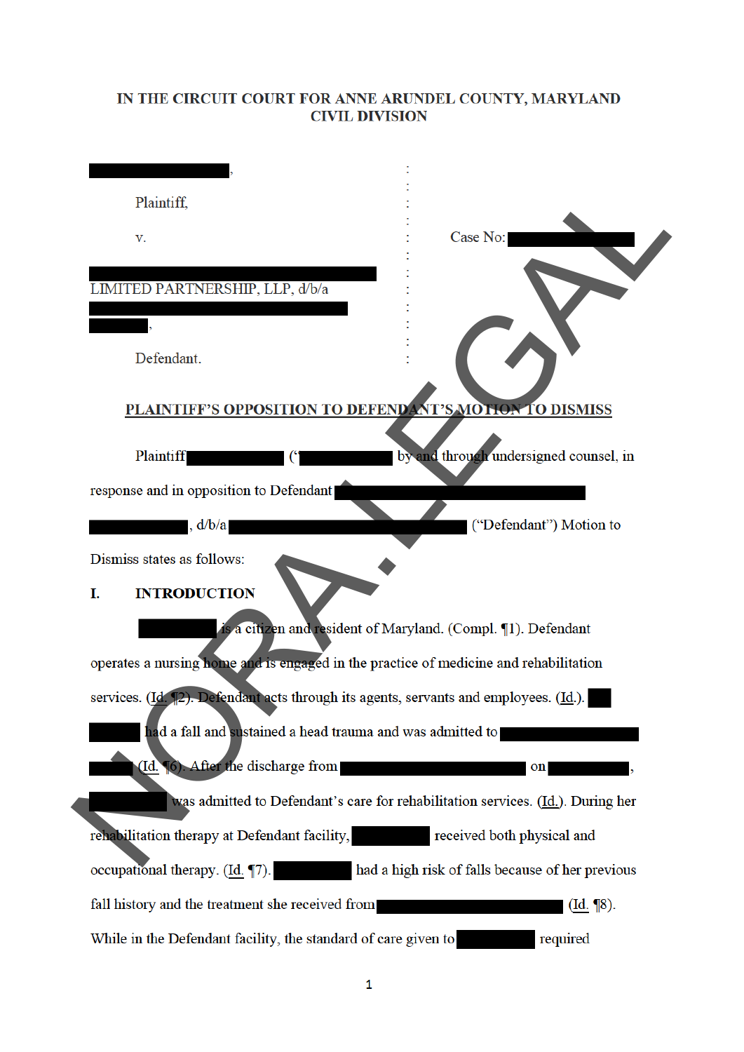IN THE CIRCUIT COURT FOR ANNE ARUNDEL COUNTY, MARYLAND
CIVIL DIVISION

[REDACTED],

Plaintiff,

v.

[REDACTED] LIMITED PARTNERSHIP, LLP, d/b/a [REDACTED] [REDACTED],

Defendant.

Case No: [REDACTED]

## PLAINTIFF'S OPPOSITION TO DEFENDANT'S MOTION TO DISMISS

Plaintiff [REDACTED] ("[REDACTED]) by and through undersigned counsel, in response and in opposition to Defendant [REDACTED] [REDACTED], d/b/a [REDACTED] ("Defendant") Motion to Dismiss states as follows:

## I. INTRODUCTION

[REDACTED] is a citizen and resident of Maryland. (Compl. ¶1). Defendant operates a nursing home and is engaged in the practice of medicine and rehabilitation services. (Id. ¶2). Defendant acts through its agents, servants and employees. (Id.). [REDACTED] [REDACTED] had a fall and sustained a head trauma and was admitted to [REDACTED] [REDACTED] (Id. ¶6). After the discharge from [REDACTED] on [REDACTED], [REDACTED] was admitted to Defendant's care for rehabilitation services. (Id.). During her rehabilitation therapy at Defendant facility, [REDACTED] received both physical and occupational therapy. (Id. ¶7). [REDACTED] had a high risk of falls because of her previous fall history and the treatment she received from [REDACTED] (Id. ¶8). While in the Defendant facility, the standard of care given to [REDACTED] required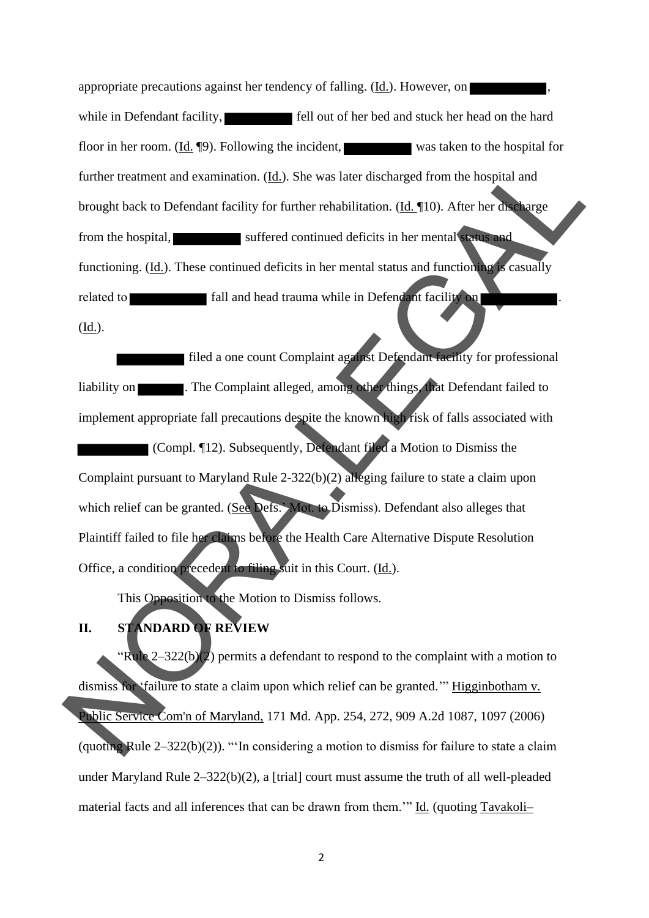appropriate precautions against her tendency of falling. (Id.). However, on ██████████, while in Defendant facility, ██████████ fell out of her bed and stuck her head on the hard floor in her room. (Id. ¶9). Following the incident, ██████████ was taken to the hospital for further treatment and examination. (Id.). She was later discharged from the hospital and brought back to Defendant facility for further rehabilitation. (Id. ¶10). After her discharge from the hospital, ██████████ suffered continued deficits in her mental status and functioning. (Id.). These continued deficits in her mental status and functioning is casually related to ██████████ fall and head trauma while in Defendant facility on ██████████. (Id.).

██████████ filed a one count Complaint against Defendant facility for professional liability on ██████. The Complaint alleged, among other things, that Defendant failed to implement appropriate fall precautions despite the known high risk of falls associated with ██████████ (Compl. ¶12). Subsequently, Defendant filed a Motion to Dismiss the Complaint pursuant to Maryland Rule 2-322(b)(2) alleging failure to state a claim upon which relief can be granted. (See Defs.' Mot. to Dismiss). Defendant also alleges that Plaintiff failed to file her claims before the Health Care Alternative Dispute Resolution Office, a condition precedent to filing suit in this Court. (Id.).

This Opposition to the Motion to Dismiss follows.

## II. STANDARD OF REVIEW

"Rule 2–322(b)(2) permits a defendant to respond to the complaint with a motion to dismiss for 'failure to state a claim upon which relief can be granted.'" Higginbotham v. Public Service Com'n of Maryland, 171 Md. App. 254, 272, 909 A.2d 1087, 1097 (2006) (quoting Rule 2–322(b)(2)). "'In considering a motion to dismiss for failure to state a claim under Maryland Rule 2–322(b)(2), a [trial] court must assume the truth of all well-pleaded material facts and all inferences that can be drawn from them.'" Id. (quoting Tavakoli–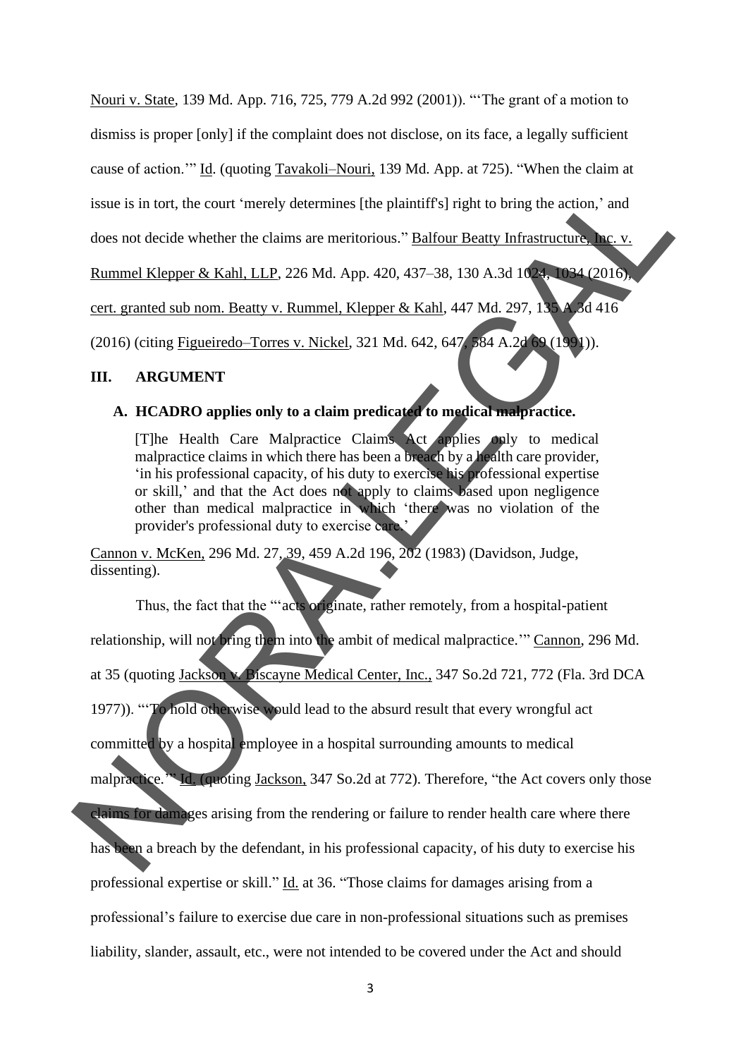Nouri v. State, 139 Md. App. 716, 725, 779 A.2d 992 (2001)). "'The grant of a motion to dismiss is proper [only] if the complaint does not disclose, on its face, a legally sufficient cause of action.'" Id. (quoting Tavakoli–Nouri, 139 Md. App. at 725). "When the claim at issue is in tort, the court 'merely determines [the plaintiff's] right to bring the action,' and does not decide whether the claims are meritorious." Balfour Beatty Infrastructure, Inc. v. Rummel Klepper & Kahl, LLP, 226 Md. App. 420, 437–38, 130 A.3d 1024, 1034 (2016), cert. granted sub nom. Beatty v. Rummel, Klepper & Kahl, 447 Md. 297, 135 A.3d 416 (2016) (citing Figueiredo–Torres v. Nickel, 321 Md. 642, 647, 584 A.2d 69 (1991)).

## III. ARGUMENT

### A. HCADRO applies only to a claim predicated to medical malpractice.

> [T]he Health Care Malpractice Claims Act applies only to medical malpractice claims in which there has been a breach by a health care provider, 'in his professional capacity, of his duty to exercise his professional expertise or skill,' and that the Act does not apply to claims based upon negligence other than medical malpractice in which 'there was no violation of the provider's professional duty to exercise care.'

Cannon v. McKen, 296 Md. 27, 39, 459 A.2d 196, 202 (1983) (Davidson, Judge, dissenting).

Thus, the fact that the "'acts originate, rather remotely, from a hospital-patient relationship, will not bring them into the ambit of medical malpractice.'" Cannon, 296 Md. at 35 (quoting Jackson v. Biscayne Medical Center, Inc., 347 So.2d 721, 772 (Fla. 3rd DCA 1977)). "'To hold otherwise would lead to the absurd result that every wrongful act committed by a hospital employee in a hospital surrounding amounts to medical malpractice.'" Id. (quoting Jackson, 347 So.2d at 772). Therefore, "the Act covers only those claims for damages arising from the rendering or failure to render health care where there has been a breach by the defendant, in his professional capacity, of his duty to exercise his professional expertise or skill." Id. at 36. "Those claims for damages arising from a professional's failure to exercise due care in non-professional situations such as premises liability, slander, assault, etc., were not intended to be covered under the Act and should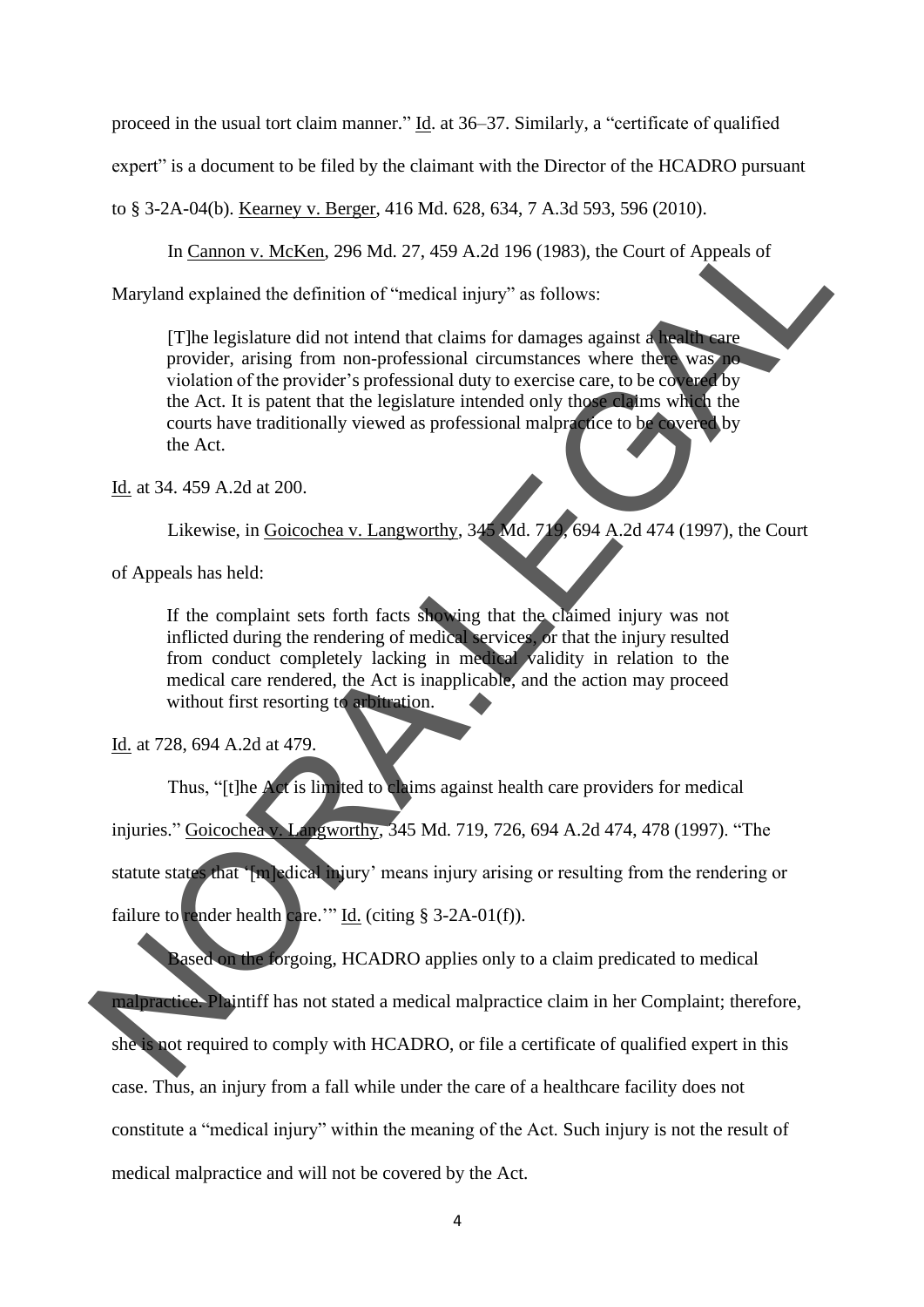proceed in the usual tort claim manner." Id. at 36–37. Similarly, a "certificate of qualified expert" is a document to be filed by the claimant with the Director of the HCADRO pursuant to § 3-2A-04(b). Kearney v. Berger, 416 Md. 628, 634, 7 A.3d 593, 596 (2010).

In Cannon v. McKen, 296 Md. 27, 459 A.2d 196 (1983), the Court of Appeals of Maryland explained the definition of "medical injury" as follows:

> [T]he legislature did not intend that claims for damages against a health care provider, arising from non-professional circumstances where there was no violation of the provider's professional duty to exercise care, to be covered by the Act. It is patent that the legislature intended only those claims which the courts have traditionally viewed as professional malpractice to be covered by the Act.

Id. at 34. 459 A.2d at 200.

Likewise, in Goicochea v. Langworthy, 345 Md. 719, 694 A.2d 474 (1997), the Court of Appeals has held:

> If the complaint sets forth facts showing that the claimed injury was not inflicted during the rendering of medical services, or that the injury resulted from conduct completely lacking in medical validity in relation to the medical care rendered, the Act is inapplicable, and the action may proceed without first resorting to arbitration.

Id. at 728, 694 A.2d at 479.

Thus, "[t]he Act is limited to claims against health care providers for medical injuries." Goicochea v. Langworthy, 345 Md. 719, 726, 694 A.2d 474, 478 (1997). "The statute states that '[m]edical injury' means injury arising or resulting from the rendering or failure to render health care.'" Id. (citing § 3-2A-01(f)).

Based on the forgoing, HCADRO applies only to a claim predicated to medical malpractice. Plaintiff has not stated a medical malpractice claim in her Complaint; therefore, she is not required to comply with HCADRO, or file a certificate of qualified expert in this case. Thus, an injury from a fall while under the care of a healthcare facility does not constitute a "medical injury" within the meaning of the Act. Such injury is not the result of medical malpractice and will not be covered by the Act.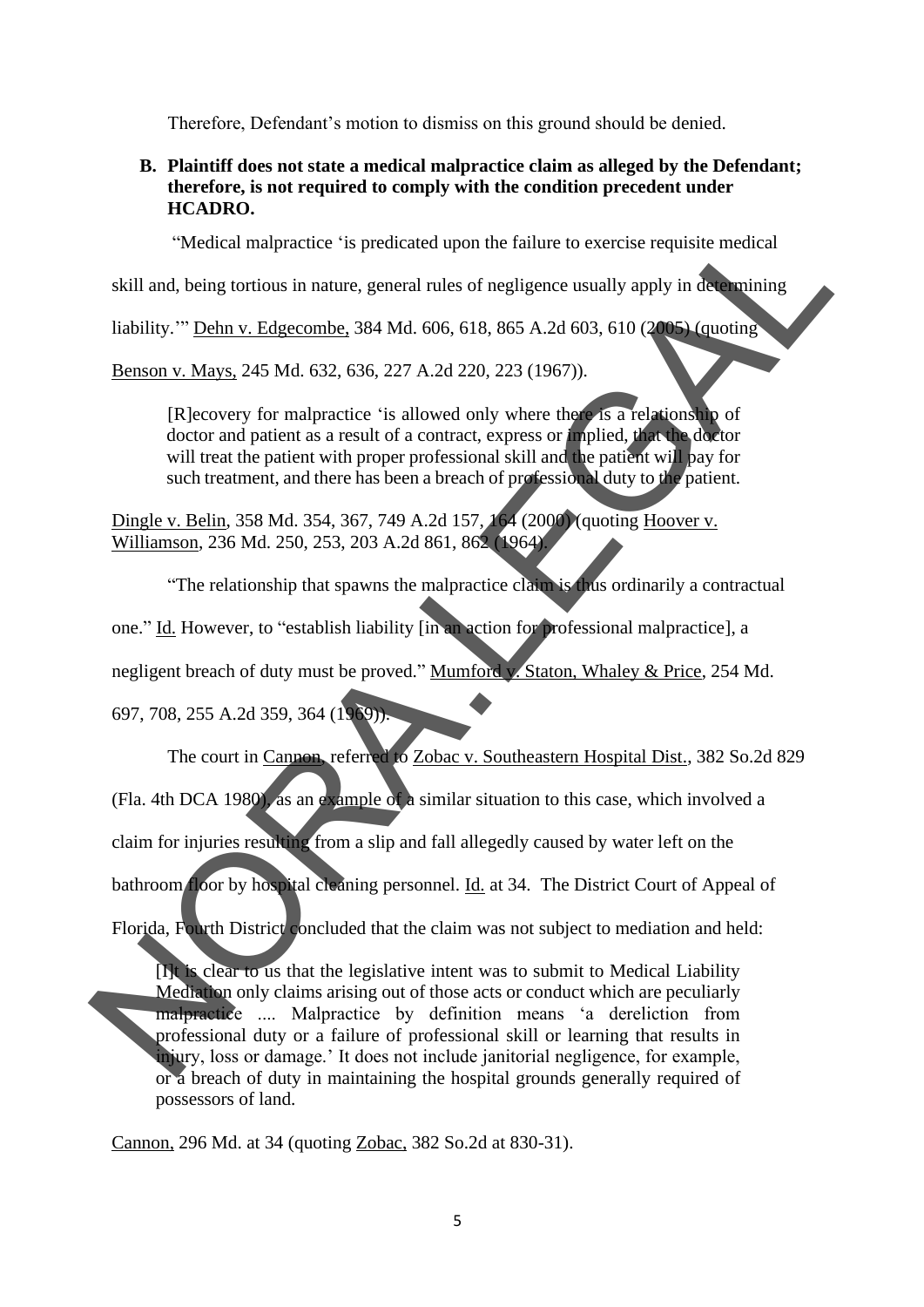Therefore, Defendant's motion to dismiss on this ground should be denied.

**B. Plaintiff does not state a medical malpractice claim as alleged by the Defendant; therefore, is not required to comply with the condition precedent under HCADRO.**

"Medical malpractice 'is predicated upon the failure to exercise requisite medical skill and, being tortious in nature, general rules of negligence usually apply in determining liability.'" Dehn v. Edgecombe, 384 Md. 606, 618, 865 A.2d 603, 610 (2005) (quoting Benson v. Mays, 245 Md. 632, 636, 227 A.2d 220, 223 (1967)).

> [R]ecovery for malpractice 'is allowed only where there is a relationship of doctor and patient as a result of a contract, express or implied, that the doctor will treat the patient with proper professional skill and the patient will pay for such treatment, and there has been a breach of professional duty to the patient.

Dingle v. Belin, 358 Md. 354, 367, 749 A.2d 157, 164 (2000) (quoting Hoover v. Williamson, 236 Md. 250, 253, 203 A.2d 861, 862 (1964).

"The relationship that spawns the malpractice claim is thus ordinarily a contractual one." Id. However, to "establish liability [in an action for professional malpractice], a negligent breach of duty must be proved." Mumford v. Staton, Whaley & Price, 254 Md. 697, 708, 255 A.2d 359, 364 (1969)).

The court in Cannon, referred to Zobac v. Southeastern Hospital Dist., 382 So.2d 829 (Fla. 4th DCA 1980), as an example of a similar situation to this case, which involved a claim for injuries resulting from a slip and fall allegedly caused by water left on the bathroom floor by hospital cleaning personnel. Id. at 34. The District Court of Appeal of Florida, Fourth District concluded that the claim was not subject to mediation and held:

> [I]t is clear to us that the legislative intent was to submit to Medical Liability Mediation only claims arising out of those acts or conduct which are peculiarly malpractice .... Malpractice by definition means 'a dereliction from professional duty or a failure of professional skill or learning that results in injury, loss or damage.' It does not include janitorial negligence, for example, or a breach of duty in maintaining the hospital grounds generally required of possessors of land.

Cannon, 296 Md. at 34 (quoting Zobac, 382 So.2d at 830-31).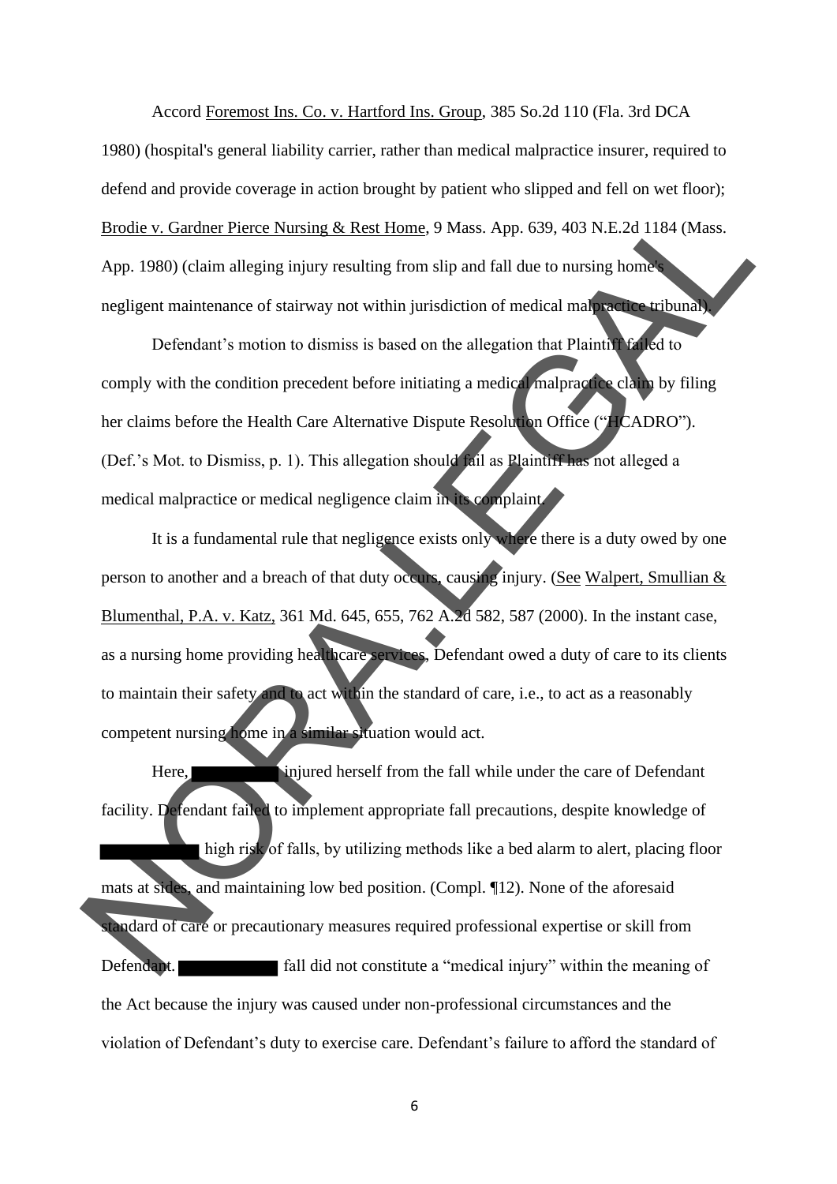Accord Foremost Ins. Co. v. Hartford Ins. Group, 385 So.2d 110 (Fla. 3rd DCA 1980) (hospital's general liability carrier, rather than medical malpractice insurer, required to defend and provide coverage in action brought by patient who slipped and fell on wet floor); Brodie v. Gardner Pierce Nursing & Rest Home, 9 Mass. App. 639, 403 N.E.2d 1184 (Mass. App. 1980) (claim alleging injury resulting from slip and fall due to nursing home's negligent maintenance of stairway not within jurisdiction of medical malpractice tribunal).

Defendant's motion to dismiss is based on the allegation that Plaintiff failed to comply with the condition precedent before initiating a medical malpractice claim by filing her claims before the Health Care Alternative Dispute Resolution Office ("HCADRO"). (Def.'s Mot. to Dismiss, p. 1). This allegation should fail as Plaintiff has not alleged a medical malpractice or medical negligence claim in its complaint.

It is a fundamental rule that negligence exists only where there is a duty owed by one person to another and a breach of that duty occurs, causing injury. (See Walpert, Smullian & Blumenthal, P.A. v. Katz, 361 Md. 645, 655, 762 A.2d 582, 587 (2000). In the instant case, as a nursing home providing healthcare services, Defendant owed a duty of care to its clients to maintain their safety and to act within the standard of care, i.e., to act as a reasonably competent nursing home in a similar situation would act.

Here, ██████████ injured herself from the fall while under the care of Defendant facility. Defendant failed to implement appropriate fall precautions, despite knowledge of ██████████ high risk of falls, by utilizing methods like a bed alarm to alert, placing floor mats at sides, and maintaining low bed position. (Compl. ¶12). None of the aforesaid standard of care or precautionary measures required professional expertise or skill from Defendant. ██████████ fall did not constitute a "medical injury" within the meaning of the Act because the injury was caused under non-professional circumstances and the violation of Defendant's duty to exercise care. Defendant's failure to afford the standard of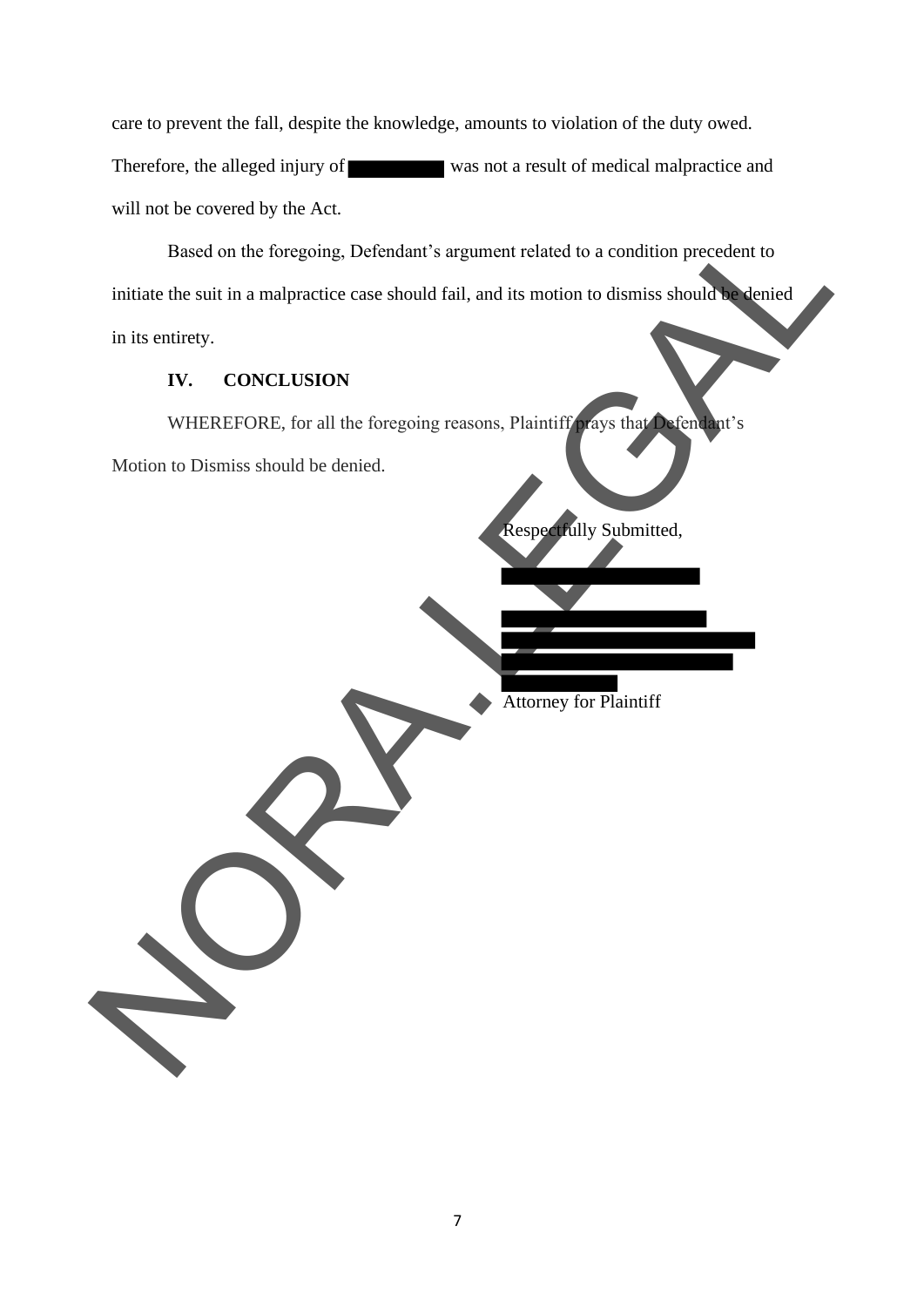care to prevent the fall, despite the knowledge, amounts to violation of the duty owed. Therefore, the alleged injury of [REDACTED] was not a result of medical malpractice and will not be covered by the Act.

Based on the foregoing, Defendant's argument related to a condition precedent to initiate the suit in a malpractice case should fail, and its motion to dismiss should be denied in its entirety.

## IV. CONCLUSION

WHEREFORE, for all the foregoing reasons, Plaintiff prays that Defendant's Motion to Dismiss should be denied.

Respectfully Submitted,

[REDACTED]

[REDACTED]
[REDACTED]
[REDACTED]
[REDACTED]
Attorney for Plaintiff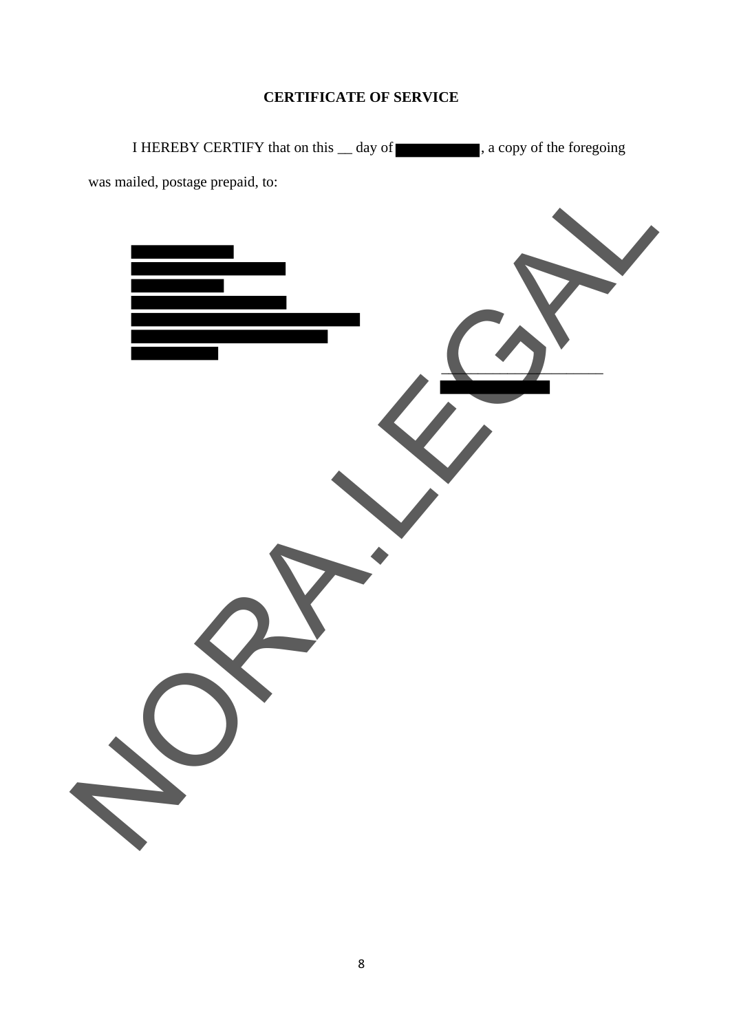**CERTIFICATE OF SERVICE**

I HEREBY CERTIFY that on this __ day of ██████████, a copy of the foregoing was mailed, postage prepaid, to:

██████████
██████████
██████████
██████████
██████████
██████████
██████████

_______________________
██████████